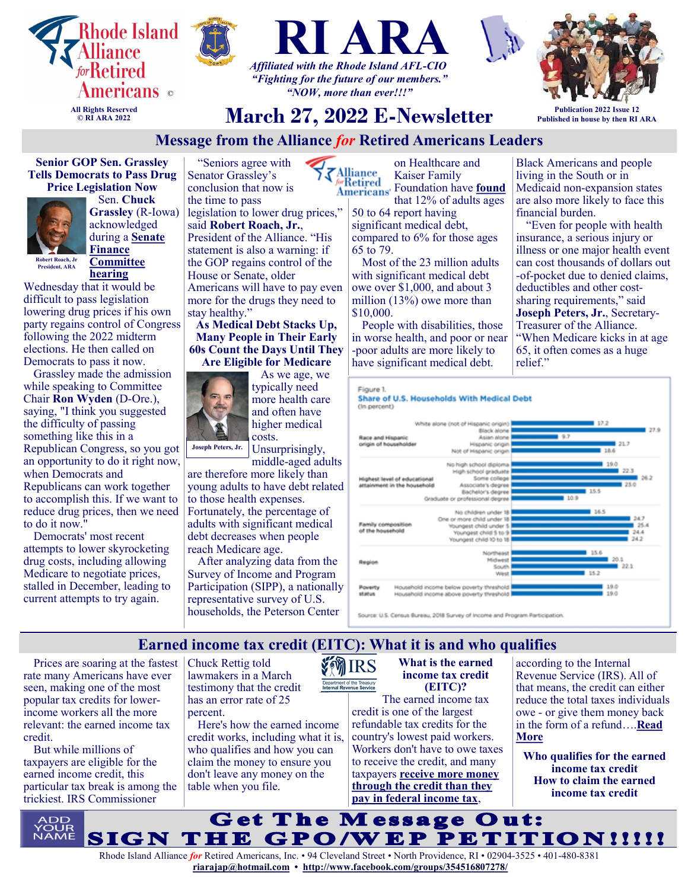Rhode Island Alliance *for* Retired Americans ©

All Rights Reserved
© RI ARA 2022

# RI ARA

*Affiliated with the Rhode Island AFL-CIO*
*"Fighting for the future of our members."*
*"NOW, more than ever!!!"*

# March 27, 2022 E-Newsletter

Publication 2022 Issue 12
Published in house by then RI ARA

## Message from the Alliance *for* Retired Americans Leaders

### Senior GOP Sen. Grassley Tells Democrats to Pass Drug Price Legislation Now

Robert Roach, Jr
President, ARA

Sen. **Chuck Grassley** (R-Iowa) acknowledged during a **Senate Finance Committee hearing** Wednesday that it would be difficult to pass legislation lowering drug prices if his own party regains control of Congress following the 2022 midterm elections. He then called on Democrats to pass it now.

Grassley made the admission while speaking to Committee Chair **Ron Wyden** (D-Ore.), saying, "I think you suggested the difficulty of passing something like this in a Republican Congress, so you got an opportunity to do it right now, when Democrats and Republicans can work together to accomplish this. If we want to reduce drug prices, then we need to do it now."

Democrats' most recent attempts to lower skyrocketing drug costs, including allowing Medicare to negotiate prices, stalled in December, leading to current attempts to try again.

"Seniors agree with Senator Grassley's conclusion that now is the time to pass legislation to lower drug prices," said **Robert Roach, Jr.**, President of the Alliance. "His statement is also a warning: if the GOP regains control of the House or Senate, older Americans will have to pay even more for the drugs they need to stay healthy."

### As Medical Debt Stacks Up, Many People in Their Early 60s Count the Days Until They Are Eligible for Medicare

Joseph Peters, Jr.

As we age, we typically need more health care and often have higher medical costs. Unsurprisingly, middle-aged adults are therefore more likely than young adults to have debt related to those health expenses. Fortunately, the percentage of adults with significant medical debt decreases when people reach Medicare age.

After analyzing data from the Survey of Income and Program Participation (SIPP), a nationally representative survey of U.S. households, the Peterson Center on Healthcare and Kaiser Family Foundation have **found** that 12% of adults ages 50 to 64 report having significant medical debt, compared to 6% for those ages 65 to 79.

Most of the 23 million adults with significant medical debt owe over $1,000, and about 3 million (13%) owe more than $10,000.

People with disabilities, those in worse health, and poor or near-poor adults are more likely to have significant medical debt. Black Americans and people living in the South or in Medicaid non-expansion states are also more likely to face this financial burden.

"Even for people with health insurance, a serious injury or illness or one major health event can cost thousands of dollars out-of-pocket due to denied claims, deductibles and other cost-sharing requirements," said **Joseph Peters, Jr.**, Secretary-Treasurer of the Alliance. "When Medicare kicks in at age 65, it often comes as a huge relief."

Figure 1.
Share of U.S. Households With Medical Debt
(In percent)

Race and Hispanic origin of householder
White alone (not of Hispanic origin) 17.2
Black alone 27.9
Asian alone 9.7
Hispanic origin 21.7
Not of Hispanic origin 18.6

Highest level of educational attainment in the household
No high school diploma 19.0
High school graduate 22.3
Some college 26.2
Associate's degree 23.0
Bachelor's degree 15.5
Graduate or professional degree 10.9

Family composition of the household
No children under 18 16.5
One or more child under 18 24.7
Youngest child under 5 25.4
Youngest child 5 to 9 24.4
Youngest child 10 to 18 24.2

Region
Northeast 15.6
Midwest 20.1
South 22.1
West 15.2

Poverty status
Household income below poverty threshold 19.0
Household income above poverty threshold 19.0

Source: U.S. Census Bureau, 2018 Survey of Income and Program Participation.

## Earned income tax credit (EITC): What it is and who qualifies

Prices are soaring at the fastest rate many Americans have ever seen, making one of the most popular tax credits for lower-income workers all the more relevant: the earned income tax credit.

But while millions of taxpayers are eligible for the earned income credit, this particular tax break is among the trickiest. IRS Commissioner Chuck Rettig told lawmakers in a March testimony that the credit has an error rate of 25 percent.

Here's how the earned income credit works, including what it is, who qualifies and how you can claim the money to ensure you don't leave any money on the table when you file.

### What is the earned income tax credit (EITC)?

The earned income tax credit is one of the largest refundable tax credits for the country's lowest paid workers. Workers don't have to owe taxes to receive the credit, and many taxpayers **receive more money through the credit than they pay in federal income tax**, according to the Internal Revenue Service (IRS). All of that means, the credit can either reduce the total taxes individuals owe - or give them money back in the form of a refund….**Read More**

**Who qualifies for the earned income tax credit**
**How to claim the earned income tax credit**

ADD YOUR NAME

**Get The Message Out:**
**SIGN THE GPO/WEP PETITION!!!!!**

Rhode Island Alliance *for* Retired Americans, Inc. • 94 Cleveland Street • North Providence, RI • 02904-3525 • 401-480-8381
**riarajap@hotmail.com** • **http://www.facebook.com/groups/354516807278/**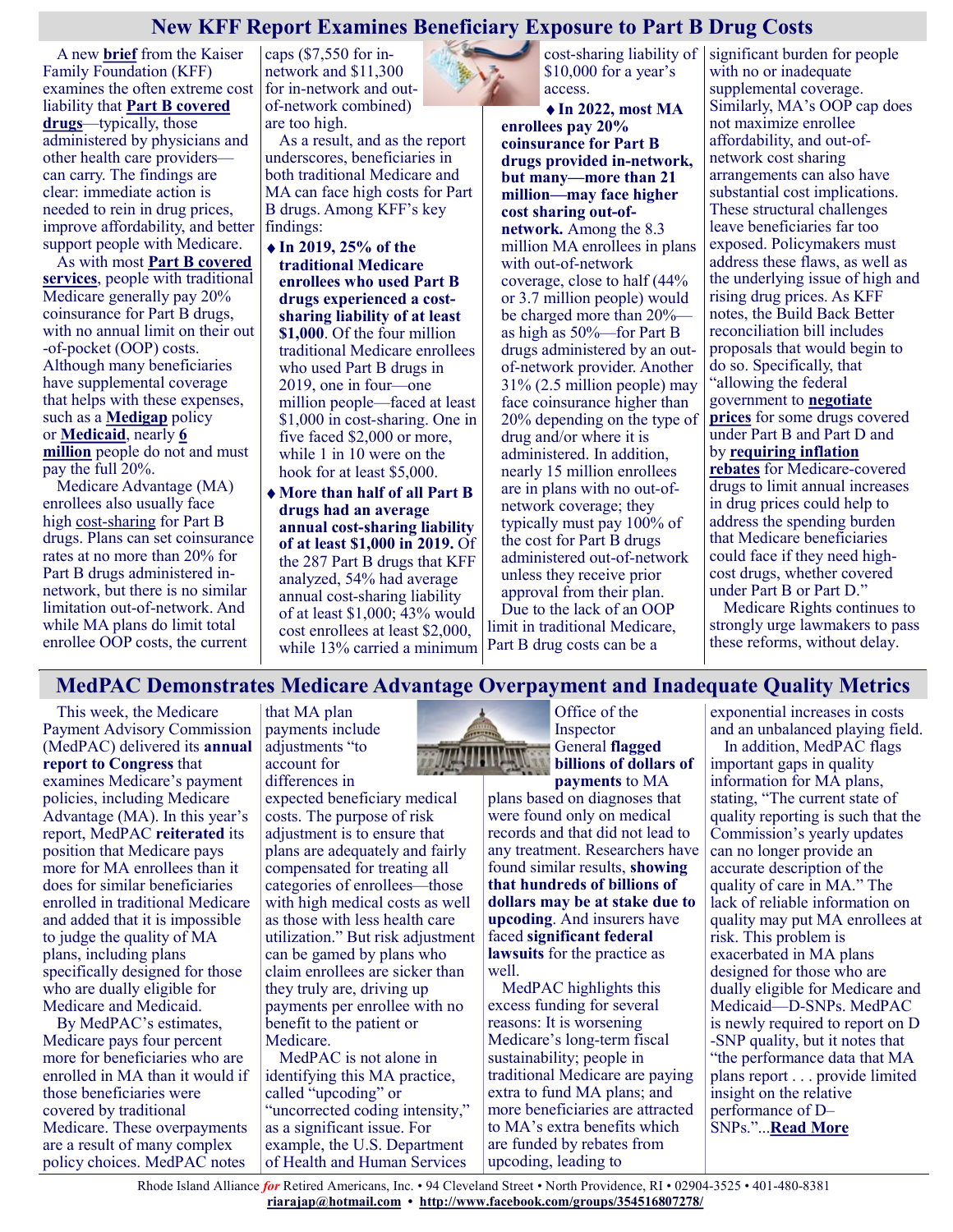## New KFF Report Examines Beneficiary Exposure to Part B Drug Costs

A new **brief** from the Kaiser Family Foundation (KFF) examines the often extreme cost liability that **Part B covered drugs**—typically, those administered by physicians and other health care providers—can carry. The findings are clear: immediate action is needed to rein in drug prices, improve affordability, and better support people with Medicare.

As with most **Part B covered services**, people with traditional Medicare generally pay 20% coinsurance for Part B drugs, with no annual limit on their out-of-pocket (OOP) costs. Although many beneficiaries have supplemental coverage that helps with these expenses, such as a **Medigap** policy or **Medicaid**, nearly **6 million** people do not and must pay the full 20%.

Medicare Advantage (MA) enrollees also usually face high cost-sharing for Part B drugs. Plans can set coinsurance rates at no more than 20% for Part B drugs administered in-network, but there is no similar limitation out-of-network. And while MA plans do limit total enrollee OOP costs, the current caps ($7,550 for in-network and $11,300 for in-network and out-of-network combined) are too high.

As a result, and as the report underscores, beneficiaries in both traditional Medicare and MA can face high costs for Part B drugs. Among KFF's key findings:

- **In 2019, 25% of the traditional Medicare enrollees who used Part B drugs experienced a cost-sharing liability of at least $1,000**. Of the four million traditional Medicare enrollees who used Part B drugs in 2019, one in four—one million people—faced at least $1,000 in cost-sharing. One in five faced $2,000 or more, while 1 in 10 were on the hook for at least $5,000.
- **More than half of all Part B drugs had an average annual cost-sharing liability of at least $1,000 in 2019.** Of the 287 Part B drugs that KFF analyzed, 54% had average annual cost-sharing liability of at least $1,000; 43% would cost enrollees at least $2,000, while 13% carried a minimum cost-sharing liability of $10,000 for a year's access.
- **In 2022, most MA enrollees pay 20% coinsurance for Part B drugs provided in-network, but many—more than 21 million—may face higher cost sharing out-of-network.** Among the 8.3 million MA enrollees in plans with out-of-network coverage, close to half (44% or 3.7 million people) would be charged more than 20%—as high as 50%—for Part B drugs administered by an out-of-network provider. Another 31% (2.5 million people) may face coinsurance higher than 20% depending on the type of drug and/or where it is administered. In addition, nearly 15 million enrollees are in plans with no out-of-network coverage; they typically must pay 100% of the cost for Part B drugs administered out-of-network unless they receive prior approval from their plan.

Due to the lack of an OOP limit in traditional Medicare, Part B drug costs can be a significant burden for people with no or inadequate supplemental coverage. Similarly, MA's OOP cap does not maximize enrollee affordability, and out-of-network cost sharing arrangements can also have substantial cost implications. These structural challenges leave beneficiaries far too exposed. Policymakers must address these flaws, as well as the underlying issue of high and rising drug prices. As KFF notes, the Build Back Better reconciliation bill includes proposals that would begin to do so. Specifically, that "allowing the federal government to **negotiate prices** for some drugs covered under Part B and Part D and by **requiring inflation rebates** for Medicare-covered drugs to limit annual increases in drug prices could help to address the spending burden that Medicare beneficiaries could face if they need high-cost drugs, whether covered under Part B or Part D."

Medicare Rights continues to strongly urge lawmakers to pass these reforms, without delay.

## MedPAC Demonstrates Medicare Advantage Overpayment and Inadequate Quality Metrics

This week, the Medicare Payment Advisory Commission (MedPAC) delivered its **annual report to Congress** that examines Medicare's payment policies, including Medicare Advantage (MA). In this year's report, MedPAC **reiterated** its position that Medicare pays more for MA enrollees than it does for similar beneficiaries enrolled in traditional Medicare and added that it is impossible to judge the quality of MA plans, including plans specifically designed for those who are dually eligible for Medicare and Medicaid.

By MedPAC's estimates, Medicare pays four percent more for beneficiaries who are enrolled in MA than it would if those beneficiaries were covered by traditional Medicare. These overpayments are a result of many complex policy choices. MedPAC notes that MA plan payments include adjustments "to account for differences in expected beneficiary medical costs. The purpose of risk adjustment is to ensure that plans are adequately and fairly compensated for treating all categories of enrollees—those with high medical costs as well as those with less health care utilization." But risk adjustment can be gamed by plans who claim enrollees are sicker than they truly are, driving up payments per enrollee with no benefit to the patient or Medicare.

MedPAC is not alone in identifying this MA practice, called "upcoding" or "uncorrected coding intensity," as a significant issue. For example, the U.S. Department of Health and Human Services Office of the Inspector General **flagged billions of dollars of payments** to MA plans based on diagnoses that were found only on medical records and that did not lead to any treatment. Researchers have found similar results, **showing that hundreds of billions of dollars may be at stake due to upcoding**. And insurers have faced **significant federal lawsuits** for the practice as well.

MedPAC highlights this excess funding for several reasons: It is worsening Medicare's long-term fiscal sustainability; people in traditional Medicare are paying extra to fund MA plans; and more beneficiaries are attracted to MA's extra benefits which are funded by rebates from upcoding, leading to exponential increases in costs and an unbalanced playing field.

In addition, MedPAC flags important gaps in quality information for MA plans, stating, "The current state of quality reporting is such that the Commission's yearly updates can no longer provide an accurate description of the quality of care in MA." The lack of reliable information on quality may put MA enrollees at risk. This problem is exacerbated in MA plans designed for those who are dually eligible for Medicare and Medicaid—D-SNPs. MedPAC is newly required to report on D-SNP quality, but it notes that "the performance data that MA plans report . . . provide limited insight on the relative performance of D–SNPs."...**Read More**

Rhode Island Alliance *for* Retired Americans, Inc. • 94 Cleveland Street • North Providence, RI • 02904-3525 • 401-480-8381
**riarajap@hotmail.com** • **http://www.facebook.com/groups/354516807278/**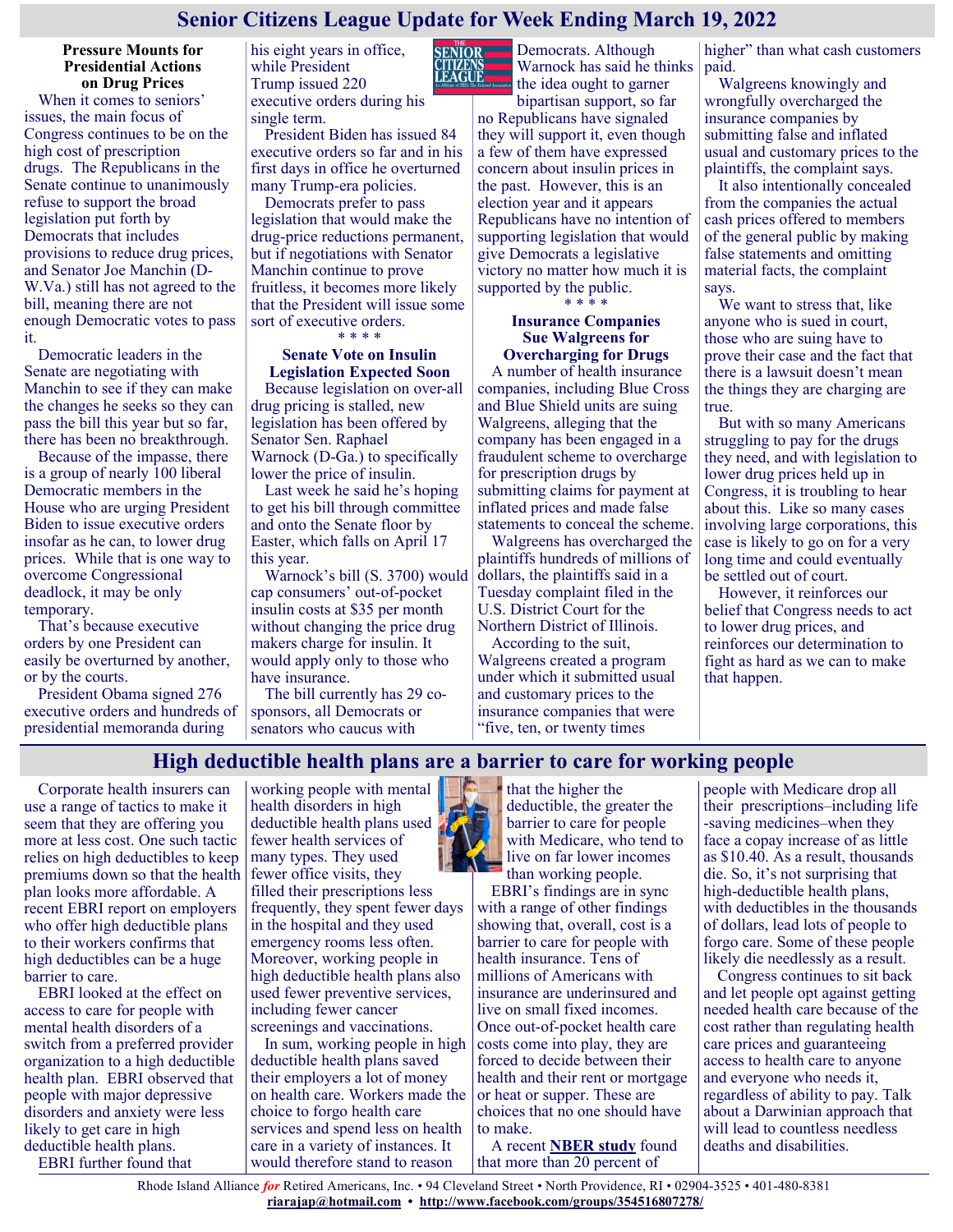# Senior Citizens League Update for Week Ending March 19, 2022

### Pressure Mounts for Presidential Actions on Drug Prices

When it comes to seniors' issues, the main focus of Congress continues to be on the high cost of prescription drugs. The Republicans in the Senate continue to unanimously refuse to support the broad legislation put forth by Democrats that includes provisions to reduce drug prices, and Senator Joe Manchin (D-W.Va.) still has not agreed to the bill, meaning there are not enough Democratic votes to pass it.

Democratic leaders in the Senate are negotiating with Manchin to see if they can make the changes he seeks so they can pass the bill this year but so far, there has been no breakthrough.

Because of the impasse, there is a group of nearly 100 liberal Democratic members in the House who are urging President Biden to issue executive orders insofar as he can, to lower drug prices. While that is one way to overcome Congressional deadlock, it may be only temporary.

That's because executive orders by one President can easily be overturned by another, or by the courts.

President Obama signed 276 executive orders and hundreds of presidential memoranda during his eight years in office, while President Trump issued 220 executive orders during his single term.

President Biden has issued 84 executive orders so far and in his first days in office he overturned many Trump-era policies.

Democrats prefer to pass legislation that would make the drug-price reductions permanent, but if negotiations with Senator Manchin continue to prove fruitless, it becomes more likely that the President will issue some sort of executive orders.

\* \* \* \*

### Senate Vote on Insulin Legislation Expected Soon

Because legislation on over-all drug pricing is stalled, new legislation has been offered by Senator Sen. Raphael Warnock (D-Ga.) to specifically lower the price of insulin.

Last week he said he's hoping to get his bill through committee and onto the Senate floor by Easter, which falls on April 17 this year.

Warnock's bill (S. 3700) would cap consumers' out-of-pocket insulin costs at $35 per month without changing the price drug makers charge for insulin. It would apply only to those who have insurance.

The bill currently has 29 co-sponsors, all Democrats or senators who caucus with Democrats. Although Warnock has said he thinks the idea ought to garner bipartisan support, so far no Republicans have signaled they will support it, even though a few of them have expressed concern about insulin prices in the past. However, this is an election year and it appears Republicans have no intention of supporting legislation that would give Democrats a legislative victory no matter how much it is supported by the public.

\* \* \* \*

### Insurance Companies Sue Walgreens for Overcharging for Drugs

A number of health insurance companies, including Blue Cross and Blue Shield units are suing Walgreens, alleging that the company has been engaged in a fraudulent scheme to overcharge for prescription drugs by submitting claims for payment at inflated prices and made false statements to conceal the scheme.

Walgreens has overcharged the plaintiffs hundreds of millions of dollars, the plaintiffs said in a Tuesday complaint filed in the U.S. District Court for the Northern District of Illinois.

According to the suit, Walgreens created a program under which it submitted usual and customary prices to the insurance companies that were "five, ten, or twenty times higher" than what cash customers paid.

Walgreens knowingly and wrongfully overcharged the insurance companies by submitting false and inflated usual and customary prices to the plaintiffs, the complaint says.

It also intentionally concealed from the companies the actual cash prices offered to members of the general public by making false statements and omitting material facts, the complaint says.

We want to stress that, like anyone who is sued in court, those who are suing have to prove their case and the fact that there is a lawsuit doesn't mean the things they are charging are true.

But with so many Americans struggling to pay for the drugs they need, and with legislation to lower drug prices held up in Congress, it is troubling to hear about this. Like so many cases involving large corporations, this case is likely to go on for a very long time and could eventually be settled out of court.

However, it reinforces our belief that Congress needs to act to lower drug prices, and reinforces our determination to fight as hard as we can to make that happen.

# High deductible health plans are a barrier to care for working people

Corporate health insurers can use a range of tactics to make it seem that they are offering you more at less cost. One such tactic relies on high deductibles to keep premiums down so that the health plan looks more affordable. A recent EBRI report on employers who offer high deductible plans to their workers confirms that high deductibles can be a huge barrier to care.

EBRI looked at the effect on access to care for people with mental health disorders of a switch from a preferred provider organization to a high deductible health plan. EBRI observed that people with major depressive disorders and anxiety were less likely to get care in high deductible health plans.

EBRI further found that working people with mental health disorders in high deductible health plans used fewer health services of many types. They used fewer office visits, they filled their prescriptions less frequently, they spent fewer days in the hospital and they used emergency rooms less often. Moreover, working people in high deductible health plans also used fewer preventive services, including fewer cancer screenings and vaccinations.

In sum, working people in high deductible health plans saved their employers a lot of money on health care. Workers made the choice to forgo health care services and spend less on health care in a variety of instances. It would therefore stand to reason that the higher the deductible, the greater the barrier to care for people with Medicare, who tend to live on far lower incomes than working people.

EBRI's findings are in sync with a range of other findings showing that, overall, cost is a barrier to care for people with health insurance. Tens of millions of Americans with insurance are underinsured and live on small fixed incomes. Once out-of-pocket health care costs come into play, they are forced to decide between their health and their rent or mortgage or heat or supper. These are choices that no one should have to make.

A recent **NBER study** found that more than 20 percent of people with Medicare drop all their prescriptions–including life-saving medicines–when they face a copay increase of as little as $10.40. As a result, thousands die. So, it's not surprising that high-deductible health plans, with deductibles in the thousands of dollars, lead lots of people to forgo care. Some of these people likely die needlessly as a result.

Congress continues to sit back and let people opt against getting needed health care because of the cost rather than regulating health care prices and guaranteeing access to health care to anyone and everyone who needs it, regardless of ability to pay. Talk about a Darwinian approach that will lead to countless needless deaths and disabilities.

Rhode Island Alliance *for* Retired Americans, Inc. • 94 Cleveland Street • North Providence, RI • 02904-3525 • 401-480-8381
**riarajap@hotmail.com** • **http://www.facebook.com/groups/354516807278/**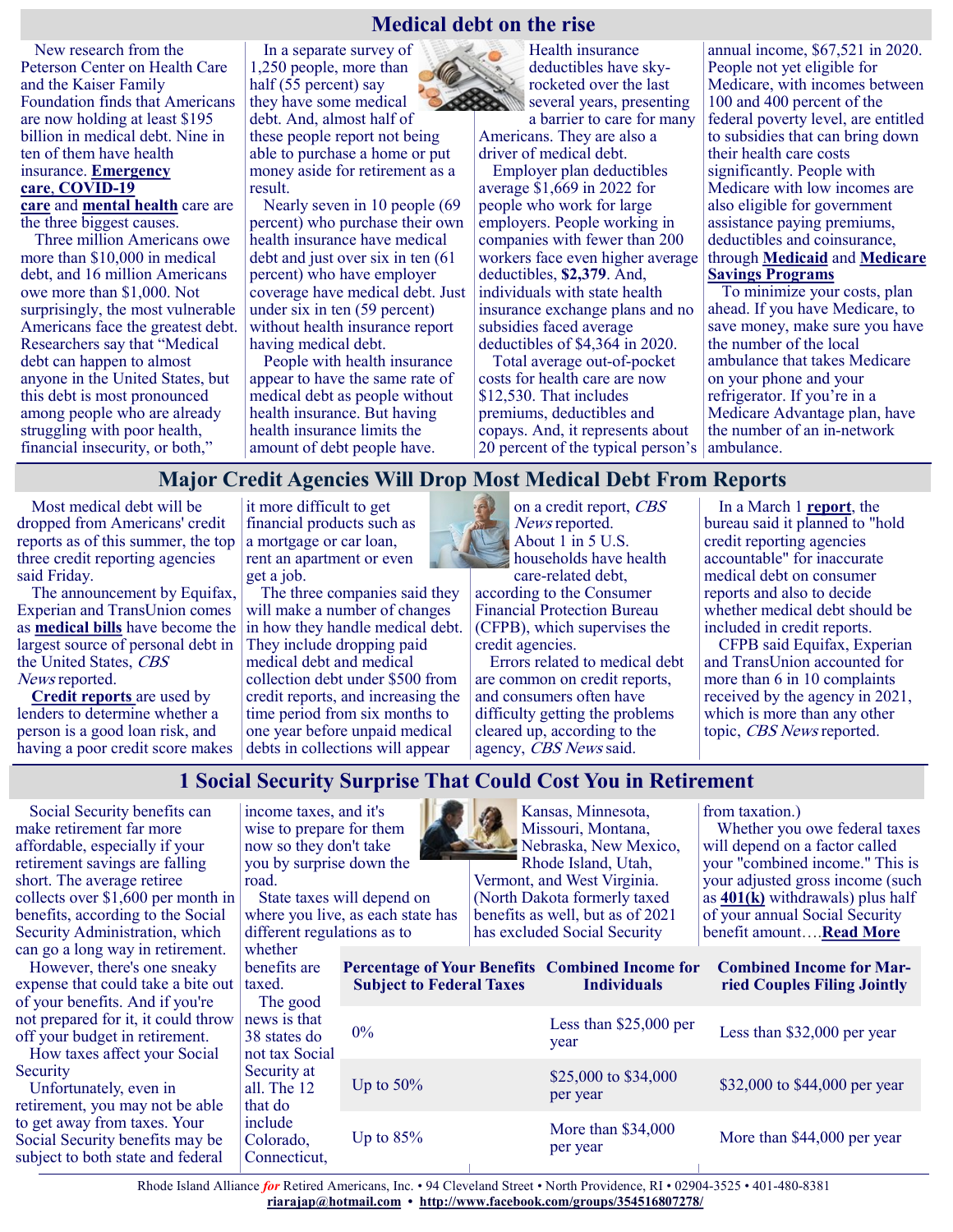## Medical debt on the rise

New research from the Peterson Center on Health Care and the Kaiser Family Foundation finds that Americans are now holding at least $195 billion in medical debt. Nine in ten of them have health insurance. **Emergency care**, **COVID-19 care** and **mental health** care are the three biggest causes.

Three million Americans owe more than $10,000 in medical debt, and 16 million Americans owe more than $1,000. Not surprisingly, the most vulnerable Americans face the greatest debt. Researchers say that "Medical debt can happen to almost anyone in the United States, but this debt is most pronounced among people who are already struggling with poor health, financial insecurity, or both,"

In a separate survey of 1,250 people, more than half (55 percent) say they have some medical debt. And, almost half of these people report not being able to purchase a home or put money aside for retirement as a result.

Nearly seven in 10 people (69 percent) who purchase their own health insurance have medical debt and just over six in ten (61 percent) who have employer coverage have medical debt. Just under six in ten (59 percent) without health insurance report having medical debt.

People with health insurance appear to have the same rate of medical debt as people without health insurance. But having health insurance limits the amount of debt people have.

Health insurance deductibles have sky-rocketed over the last several years, presenting a barrier to care for many Americans. They are also a driver of medical debt.

Employer plan deductibles average $1,669 in 2022 for people who work for large employers. People working in companies with fewer than 200 workers face even higher average deductibles, **$2,379**. And, individuals with state health insurance exchange plans and no subsidies faced average deductibles of $4,364 in 2020.

Total average out-of-pocket costs for health care are now $12,530. That includes premiums, deductibles and copays. And, it represents about 20 percent of the typical person's annual income, $67,521 in 2020. People not yet eligible for Medicare, with incomes between 100 and 400 percent of the federal poverty level, are entitled to subsidies that can bring down their health care costs significantly. People with Medicare with low incomes are also eligible for government assistance paying premiums, deductibles and coinsurance, through **Medicaid** and **Medicare Savings Programs**

To minimize your costs, plan ahead. If you have Medicare, to save money, make sure you have the number of the local ambulance that takes Medicare on your phone and your refrigerator. If you're in a Medicare Advantage plan, have the number of an in-network ambulance.

## Major Credit Agencies Will Drop Most Medical Debt From Reports

Most medical debt will be dropped from Americans' credit reports as of this summer, the top three credit reporting agencies said Friday.

The announcement by Equifax, Experian and TransUnion comes as **medical bills** have become the largest source of personal debt in the United States, *CBS News* reported.

**Credit reports** are used by lenders to determine whether a person is a good loan risk, and having a poor credit score makes it more difficult to get financial products such as a mortgage or car loan, rent an apartment or even get a job.

The three companies said they will make a number of changes in how they handle medical debt. They include dropping paid medical debt and medical collection debt under $500 from credit reports, and increasing the time period from six months to one year before unpaid medical debts in collections will appear on a credit report, *CBS News* reported.

About 1 in 5 U.S. households have health care-related debt, according to the Consumer Financial Protection Bureau (CFPB), which supervises the credit agencies.

Errors related to medical debt are common on credit reports, and consumers often have difficulty getting the problems cleared up, according to the agency, *CBS News* said.

In a March 1 **report**, the bureau said it planned to "hold credit reporting agencies accountable" for inaccurate medical debt on consumer reports and also to decide whether medical debt should be included in credit reports.

CFPB said Equifax, Experian and TransUnion accounted for more than 6 in 10 complaints received by the agency in 2021, which is more than any other topic, *CBS News* reported.

## 1 Social Security Surprise That Could Cost You in Retirement

Social Security benefits can make retirement far more affordable, especially if your retirement savings are falling short. The average retiree collects over $1,600 per month in benefits, according to the Social Security Administration, which can go a long way in retirement.

However, there's one sneaky expense that could take a bite out of your benefits. And if you're not prepared for it, it could throw off your budget in retirement.

How taxes affect your Social Security

Unfortunately, even in retirement, you may not be able to get away from taxes. Your Social Security benefits may be subject to both state and federal income taxes, and it's wise to prepare for them now so they don't take you by surprise down the road.

State taxes will depend on where you live, as each state has different regulations as to whether benefits are taxed.

The good news is that 38 states do not tax Social Security at all. The 12 that do include Colorado, Connecticut, Kansas, Minnesota, Missouri, Montana, Nebraska, New Mexico, Rhode Island, Utah, Vermont, and West Virginia. (North Dakota formerly taxed benefits as well, but as of 2021 has excluded Social Security from taxation.)

Whether you owe federal taxes will depend on a factor called your "combined income." This is your adjusted gross income (such as **401(k)** withdrawals) plus half of your annual Social Security benefit amount….**Read More**

| Percentage of Your Benefits Subject to Federal Taxes | Combined Income for Individuals | Combined Income for Married Couples Filing Jointly |
|---|---|---|
| 0% | Less than $25,000 per year | Less than $32,000 per year |
| Up to 50% | $25,000 to $34,000 per year | $32,000 to $44,000 per year |
| Up to 85% | More than $34,000 per year | More than $44,000 per year |

Rhode Island Alliance *for* Retired Americans, Inc. • 94 Cleveland Street • North Providence, RI • 02904-3525 • 401-480-8381
riarajap@hotmail.com • http://www.facebook.com/groups/354516807278/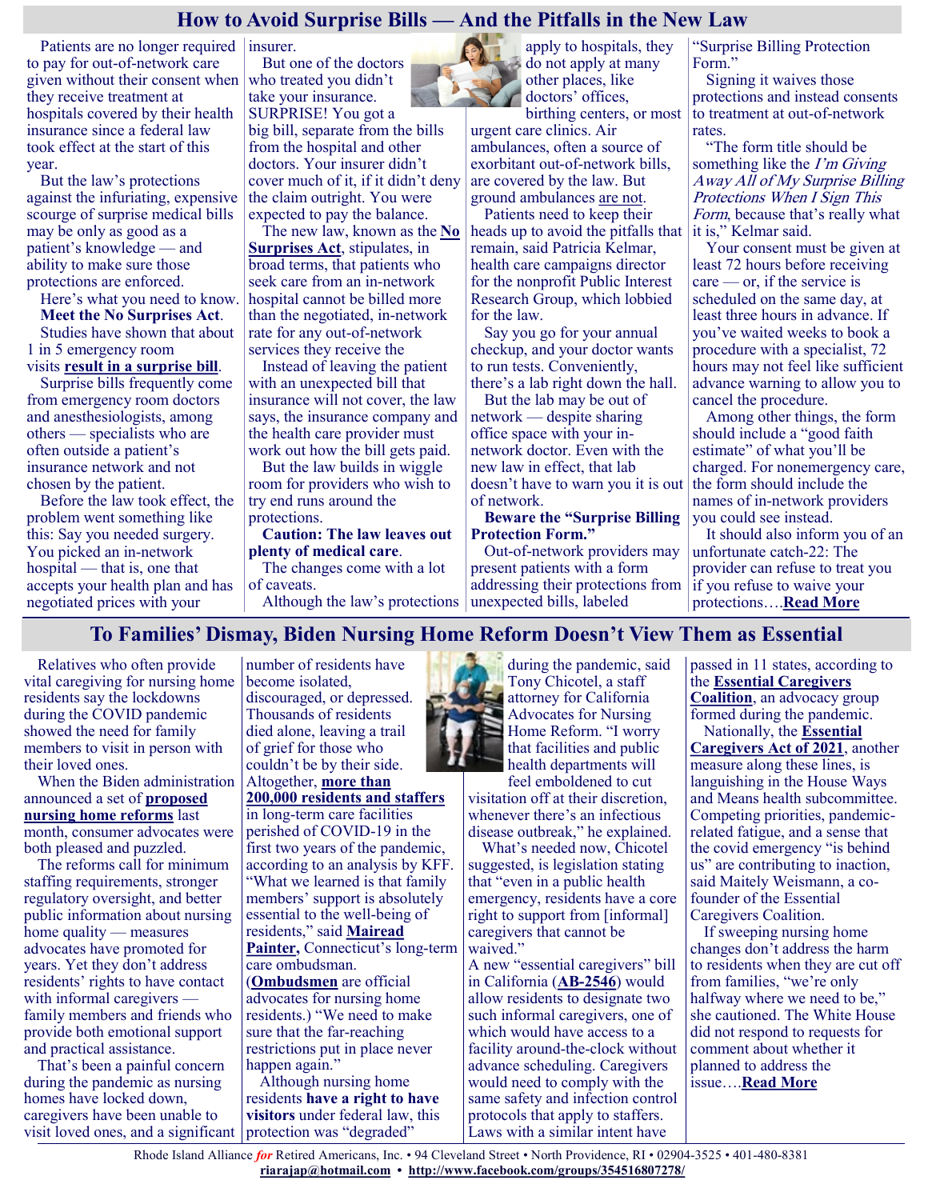## How to Avoid Surprise Bills — And the Pitfalls in the New Law

Patients are no longer required to pay for out-of-network care given without their consent when they receive treatment at hospitals covered by their health insurance since a federal law took effect at the start of this year.

But the law's protections against the infuriating, expensive scourge of surprise medical bills may be only as good as a patient's knowledge — and ability to make sure those protections are enforced.

Here's what you need to know.

**Meet the No Surprises Act**.

Studies have shown that about 1 in 5 emergency room visits **result in a surprise bill**.

Surprise bills frequently come from emergency room doctors and anesthesiologists, among others — specialists who are often outside a patient's insurance network and not chosen by the patient.

Before the law took effect, the problem went something like this: Say you needed surgery. You picked an in-network hospital — that is, one that accepts your health plan and has negotiated prices with your insurer.

But one of the doctors who treated you didn't take your insurance. SURPRISE! You got a big bill, separate from the bills from the hospital and other doctors. Your insurer didn't cover much of it, if it didn't deny the claim outright. You were expected to pay the balance.

The new law, known as the **No Surprises Act**, stipulates, in broad terms, that patients who seek care from an in-network hospital cannot be billed more than the negotiated, in-network rate for any out-of-network services they receive the

Instead of leaving the patient with an unexpected bill that insurance will not cover, the law says, the insurance company and the health care provider must work out how the bill gets paid.

But the law builds in wiggle room for providers who wish to try end runs around the protections.

**Caution: The law leaves out plenty of medical care**.

The changes come with a lot of caveats.

Although the law's protections apply to hospitals, they do not apply at many other places, like doctors' offices, birthing centers, or most urgent care clinics. Air ambulances, often a source of exorbitant out-of-network bills, are covered by the law. But ground ambulances are not.

Patients need to keep their heads up to avoid the pitfalls that remain, said Patricia Kelmar, health care campaigns director for the nonprofit Public Interest Research Group, which lobbied for the law.

Say you go for your annual checkup, and your doctor wants to run tests. Conveniently, there's a lab right down the hall.

But the lab may be out of network — despite sharing office space with your in-network doctor. Even with the new law in effect, that lab doesn't have to warn you it is out of network.

**Beware the "Surprise Billing Protection Form."**

Out-of-network providers may present patients with a form addressing their protections from unexpected bills, labeled "Surprise Billing Protection Form."

Signing it waives those protections and instead consents to treatment at out-of-network rates.

"The form title should be something like the *I'm Giving Away All of My Surprise Billing Protections When I Sign This Form*, because that's really what it is," Kelmar said.

Your consent must be given at least 72 hours before receiving care — or, if the service is scheduled on the same day, at least three hours in advance. If you've waited weeks to book a procedure with a specialist, 72 hours may not feel like sufficient advance warning to allow you to cancel the procedure.

Among other things, the form should include a "good faith estimate" of what you'll be charged. For nonemergency care, the form should include the names of in-network providers you could see instead.

It should also inform you of an unfortunate catch-22: The provider can refuse to treat you if you refuse to waive your protections….**Read More**

## To Families' Dismay, Biden Nursing Home Reform Doesn't View Them as Essential

Relatives who often provide vital caregiving for nursing home residents say the lockdowns during the COVID pandemic showed the need for family members to visit in person with their loved ones.

When the Biden administration announced a set of **proposed nursing home reforms** last month, consumer advocates were both pleased and puzzled.

The reforms call for minimum staffing requirements, stronger regulatory oversight, and better public information about nursing home quality — measures advocates have promoted for years. Yet they don't address residents' rights to have contact with informal caregivers — family members and friends who provide both emotional support and practical assistance.

That's been a painful concern during the pandemic as nursing homes have locked down, caregivers have been unable to visit loved ones, and a significant number of residents have become isolated, discouraged, or depressed. Thousands of residents died alone, leaving a trail of grief for those who couldn't be by their side. Altogether, **more than 200,000 residents and staffers** in long-term care facilities perished of COVID-19 in the first two years of the pandemic, according to an analysis by KFF.

"What we learned is that family members' support is absolutely essential to the well-being of residents," said **Mairead Painter,** Connecticut's long-term care ombudsman. (**Ombudsmen** are official advocates for nursing home residents.) "We need to make sure that the far-reaching restrictions put in place never happen again."

Although nursing home residents **have a right to have visitors** under federal law, this protection was "degraded" during the pandemic, said Tony Chicotel, a staff attorney for California Advocates for Nursing Home Reform. "I worry that facilities and public health departments will feel emboldened to cut visitation off at their discretion, whenever there's an infectious disease outbreak," he explained.

What's needed now, Chicotel suggested, is legislation stating that "even in a public health emergency, residents have a core right to support from [informal] caregivers that cannot be waived."

A new "essential caregivers" bill in California (**AB-2546**) would allow residents to designate two such informal caregivers, one of which would have access to a facility around-the-clock without advance scheduling. Caregivers would need to comply with the same safety and infection control protocols that apply to staffers. Laws with a similar intent have passed in 11 states, according to the **Essential Caregivers Coalition**, an advocacy group formed during the pandemic.

Nationally, the **Essential Caregivers Act of 2021**, another measure along these lines, is languishing in the House Ways and Means health subcommittee. Competing priorities, pandemic-related fatigue, and a sense that the covid emergency "is behind us" are contributing to inaction, said Maitely Weismann, a co-founder of the Essential Caregivers Coalition.

If sweeping nursing home changes don't address the harm to residents when they are cut off from families, "we're only halfway where we need to be," she cautioned. The White House did not respond to requests for comment about whether it planned to address the issue….**Read More**

Rhode Island Alliance *for* Retired Americans, Inc. • 94 Cleveland Street • North Providence, RI • 02904-3525 • 401-480-8381
**riarajap@hotmail.com** • **http://www.facebook.com/groups/354516807278/**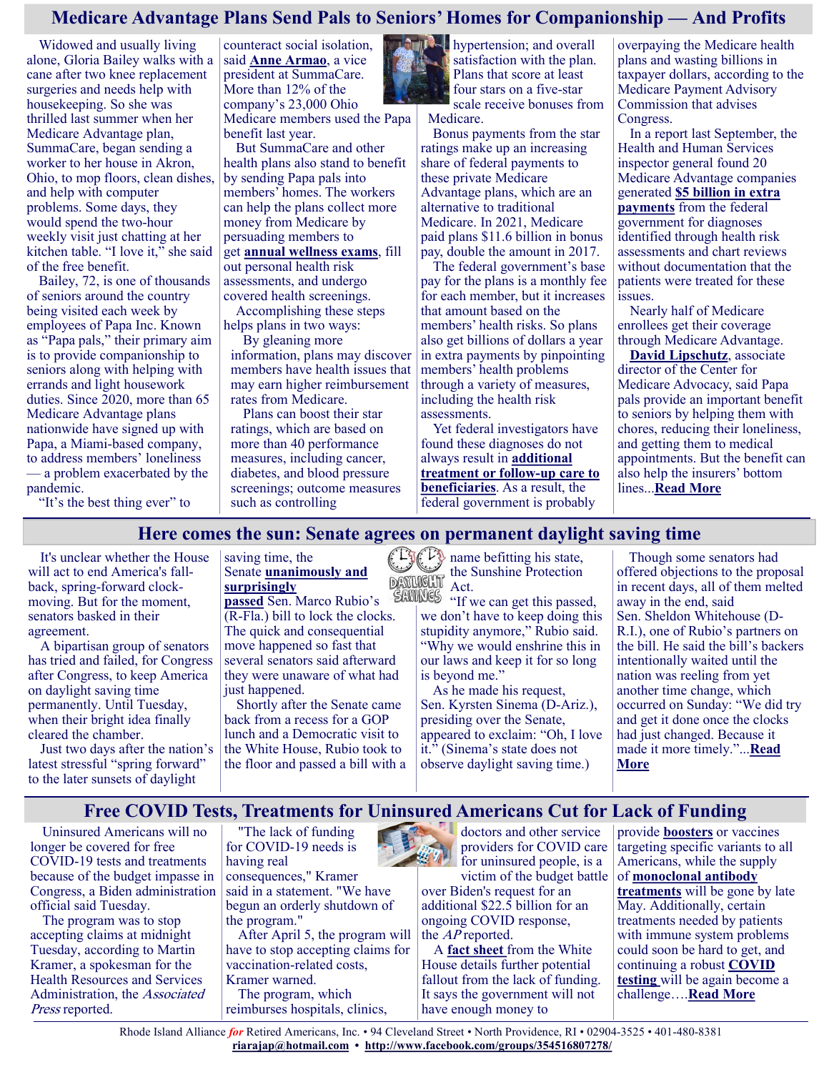## Medicare Advantage Plans Send Pals to Seniors' Homes for Companionship — And Profits

Widowed and usually living alone, Gloria Bailey walks with a cane after two knee replacement surgeries and needs help with housekeeping. So she was thrilled last summer when her Medicare Advantage plan, SummaCare, began sending a worker to her house in Akron, Ohio, to mop floors, clean dishes, and help with computer problems. Some days, they would spend the two-hour weekly visit just chatting at her kitchen table. "I love it," she said of the free benefit.

Bailey, 72, is one of thousands of seniors around the country being visited each week by employees of Papa Inc. Known as "Papa pals," their primary aim is to provide companionship to seniors along with helping with errands and light housework duties. Since 2020, more than 65 Medicare Advantage plans nationwide have signed up with Papa, a Miami-based company, to address members' loneliness — a problem exacerbated by the pandemic.

"It's the best thing ever" to counteract social isolation, said **Anne Armao**, a vice president at SummaCare. More than 12% of the company's 23,000 Ohio Medicare members used the Papa benefit last year.

But SummaCare and other health plans also stand to benefit by sending Papa pals into members' homes. The workers can help the plans collect more money from Medicare by persuading members to get **annual wellness exams**, fill out personal health risk assessments, and undergo covered health screenings.

Accomplishing these steps helps plans in two ways:

By gleaning more information, plans may discover members have health issues that may earn higher reimbursement rates from Medicare.

Plans can boost their star ratings, which are based on more than 40 performance measures, including cancer, diabetes, and blood pressure screenings; outcome measures such as controlling hypertension; and overall satisfaction with the plan. Plans that score at least four stars on a five-star scale receive bonuses from Medicare.

Bonus payments from the star ratings make up an increasing share of federal payments to these private Medicare Advantage plans, which are an alternative to traditional Medicare. In 2021, Medicare paid plans $11.6 billion in bonus pay, double the amount in 2017.

The federal government's base pay for the plans is a monthly fee for each member, but it increases that amount based on the members' health risks. So plans also get billions of dollars a year in extra payments by pinpointing members' health problems through a variety of measures, including the health risk assessments.

Yet federal investigators have found these diagnoses do not always result in **additional treatment or follow-up care to beneficiaries**. As a result, the federal government is probably overpaying the Medicare health plans and wasting billions in taxpayer dollars, according to the Medicare Payment Advisory Commission that advises Congress.

In a report last September, the Health and Human Services inspector general found 20 Medicare Advantage companies generated **$5 billion in extra payments** from the federal government for diagnoses identified through health risk assessments and chart reviews without documentation that the patients were treated for these issues.

Nearly half of Medicare enrollees get their coverage through Medicare Advantage.

**David Lipschutz**, associate director of the Center for Medicare Advocacy, said Papa pals provide an important benefit to seniors by helping them with chores, reducing their loneliness, and getting them to medical appointments. But the benefit can also help the insurers' bottom lines...**Read More**

## Here comes the sun: Senate agrees on permanent daylight saving time

It's unclear whether the House will act to end America's fall-back, spring-forward clock-moving. But for the moment, senators basked in their agreement.

A bipartisan group of senators has tried and failed, for Congress after Congress, to keep America on daylight saving time permanently. Until Tuesday, when their bright idea finally cleared the chamber.

Just two days after the nation's latest stressful "spring forward" to the later sunsets of daylight saving time, the Senate **unanimously and surprisingly passed** Sen. Marco Rubio's (R-Fla.) bill to lock the clocks. The quick and consequential move happened so fast that several senators said afterward they were unaware of what had just happened.

Shortly after the Senate came back from a recess for a GOP lunch and a Democratic visit to the White House, Rubio took to the floor and passed a bill with a name befitting his state, the Sunshine Protection Act.

"If we can get this passed, we don't have to keep doing this stupidity anymore," Rubio said. "Why we would enshrine this in our laws and keep it for so long is beyond me."

As he made his request, Sen. Kyrsten Sinema (D-Ariz.), presiding over the Senate, appeared to exclaim: "Oh, I love it." (Sinema's state does not observe daylight saving time.)

Though some senators had offered objections to the proposal in recent days, all of them melted away in the end, said Sen. Sheldon Whitehouse (D-R.I.), one of Rubio's partners on the bill. He said the bill's backers intentionally waited until the nation was reeling from yet another time change, which occurred on Sunday: "We did try and get it done once the clocks had just changed. Because it made it more timely."...**Read More**

## Free COVID Tests, Treatments for Uninsured Americans Cut for Lack of Funding

Uninsured Americans will no longer be covered for free COVID-19 tests and treatments because of the budget impasse in Congress, a Biden administration official said Tuesday.

The program was to stop accepting claims at midnight Tuesday, according to Martin Kramer, a spokesman for the Health Resources and Services Administration, the *Associated Press* reported.

"The lack of funding for COVID-19 needs is having real consequences," Kramer said in a statement. "We have begun an orderly shutdown of the program."

After April 5, the program will have to stop accepting claims for vaccination-related costs, Kramer warned.

The program, which reimburses hospitals, clinics, doctors and other service providers for COVID care for uninsured people, is a victim of the budget battle over Biden's request for an additional $22.5 billion for an ongoing COVID response, the *AP* reported.

A **fact sheet** from the White House details further potential fallout from the lack of funding. It says the government will not have enough money to provide **boosters** or vaccines targeting specific variants to all Americans, while the supply of **monoclonal antibody treatments** will be gone by late May. Additionally, certain treatments needed by patients with immune system problems could soon be hard to get, and continuing a robust **COVID testing** will be again become a challenge….**Read More**

Rhode Island Alliance *for* Retired Americans, Inc. • 94 Cleveland Street • North Providence, RI • 02904-3525 • 401-480-8381
**riarajap@hotmail.com** • **http://www.facebook.com/groups/354516807278/**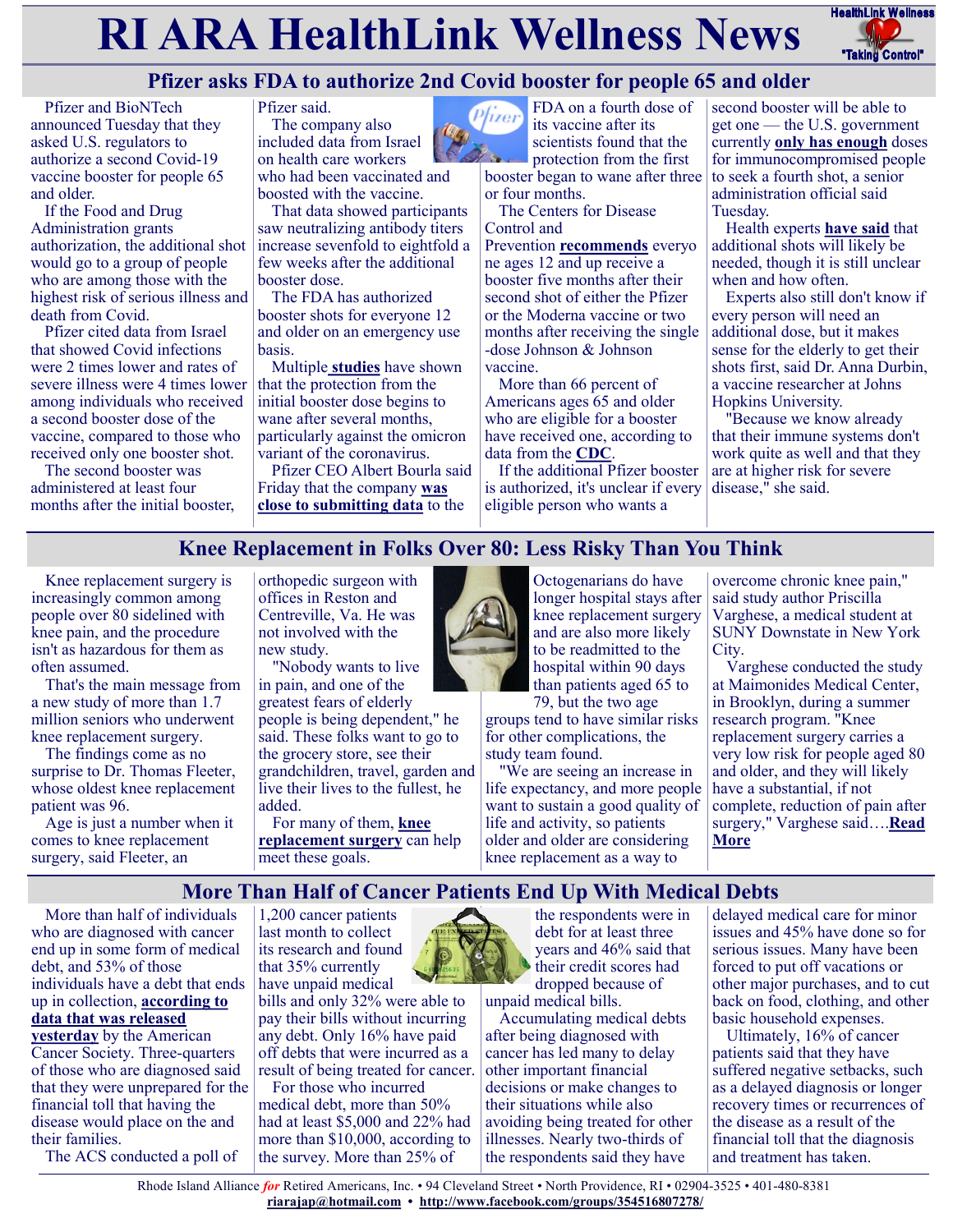# RI ARA HealthLink Wellness News

## Pfizer asks FDA to authorize 2nd Covid booster for people 65 and older

Pfizer and BioNTech announced Tuesday that they asked U.S. regulators to authorize a second Covid-19 vaccine booster for people 65 and older.

If the Food and Drug Administration grants authorization, the additional shot would go to a group of people who are among those with the highest risk of serious illness and death from Covid.

Pfizer cited data from Israel that showed Covid infections were 2 times lower and rates of severe illness were 4 times lower among individuals who received a second booster dose of the vaccine, compared to those who received only one booster shot.

The second booster was administered at least four months after the initial booster, Pfizer said.

The company also included data from Israel on health care workers who had been vaccinated and boosted with the vaccine.

That data showed participants saw neutralizing antibody titers increase sevenfold to eightfold a few weeks after the additional booster dose.

The FDA has authorized booster shots for everyone 12 and older on an emergency use basis.

Multiple **studies** have shown that the protection from the initial booster dose begins to wane after several months, particularly against the omicron variant of the coronavirus.

Pfizer CEO Albert Bourla said Friday that the company **was close to submitting data** to the FDA on a fourth dose of its vaccine after its scientists found that the protection from the first booster began to wane after three or four months.

The Centers for Disease Control and Prevention **recommends** everyone ages 12 and up receive a booster five months after their second shot of either the Pfizer or the Moderna vaccine or two months after receiving the single-dose Johnson & Johnson vaccine.

More than 66 percent of Americans ages 65 and older who are eligible for a booster have received one, according to data from the **CDC**.

If the additional Pfizer booster is authorized, it's unclear if every eligible person who wants a second booster will be able to get one — the U.S. government currently **only has enough** doses for immunocompromised people to seek a fourth shot, a senior administration official said Tuesday.

Health experts **have said** that additional shots will likely be needed, though it is still unclear when and how often.

Experts also still don't know if every person will need an additional dose, but it makes sense for the elderly to get their shots first, said Dr. Anna Durbin, a vaccine researcher at Johns Hopkins University.

"Because we know already that their immune systems don't work quite as well and that they are at higher risk for severe disease," she said.

## Knee Replacement in Folks Over 80: Less Risky Than You Think

Knee replacement surgery is increasingly common among people over 80 sidelined with knee pain, and the procedure isn't as hazardous for them as often assumed.

That's the main message from a new study of more than 1.7 million seniors who underwent knee replacement surgery.

The findings come as no surprise to Dr. Thomas Fleeter, whose oldest knee replacement patient was 96.

Age is just a number when it comes to knee replacement surgery, said Fleeter, an orthopedic surgeon with offices in Reston and Centreville, Va. He was not involved with the new study.

"Nobody wants to live in pain, and one of the greatest fears of elderly people is being dependent," he said. These folks want to go to the grocery store, see their grandchildren, travel, garden and live their lives to the fullest, he added.

For many of them, **knee replacement surgery** can help meet these goals.

Octogenarians do have longer hospital stays after knee replacement surgery and are also more likely to be readmitted to the hospital within 90 days than patients aged 65 to 79, but the two age groups tend to have similar risks for other complications, the study team found.

"We are seeing an increase in life expectancy, and more people want to sustain a good quality of life and activity, so patients older and older are considering knee replacement as a way to overcome chronic knee pain," said study author Priscilla Varghese, a medical student at SUNY Downstate in New York City.

Varghese conducted the study at Maimonides Medical Center, in Brooklyn, during a summer research program. "Knee replacement surgery carries a very low risk for people aged 80 and older, and they will likely have a substantial, if not complete, reduction of pain after surgery," Varghese said….**Read More**

## More Than Half of Cancer Patients End Up With Medical Debts

More than half of individuals who are diagnosed with cancer end up in some form of medical debt, and 53% of those individuals have a debt that ends up in collection, **according to data that was released yesterday** by the American Cancer Society. Three-quarters of those who are diagnosed said that they were unprepared for the financial toll that having the disease would place on the and their families.

The ACS conducted a poll of 1,200 cancer patients last month to collect its research and found that 35% currently have unpaid medical bills and only 32% were able to pay their bills without incurring any debt. Only 16% have paid off debts that were incurred as a result of being treated for cancer.

For those who incurred medical debt, more than 50% had at least $5,000 and 22% had more than $10,000, according to the survey. More than 25% of the respondents were in debt for at least three years and 46% said that their credit scores had dropped because of unpaid medical bills.

Accumulating medical debts after being diagnosed with cancer has led many to delay other important financial decisions or make changes to their situations while also avoiding being treated for other illnesses. Nearly two-thirds of the respondents said they have delayed medical care for minor issues and 45% have done so for serious issues. Many have been forced to put off vacations or other major purchases, and to cut back on food, clothing, and other basic household expenses.

Ultimately, 16% of cancer patients said that they have suffered negative setbacks, such as a delayed diagnosis or longer recovery times or recurrences of the disease as a result of the financial toll that the diagnosis and treatment has taken.

Rhode Island Alliance *for* Retired Americans, Inc. • 94 Cleveland Street • North Providence, RI • 02904-3525 • 401-480-8381
**riarajap@hotmail.com** • **http://www.facebook.com/groups/354516807278/**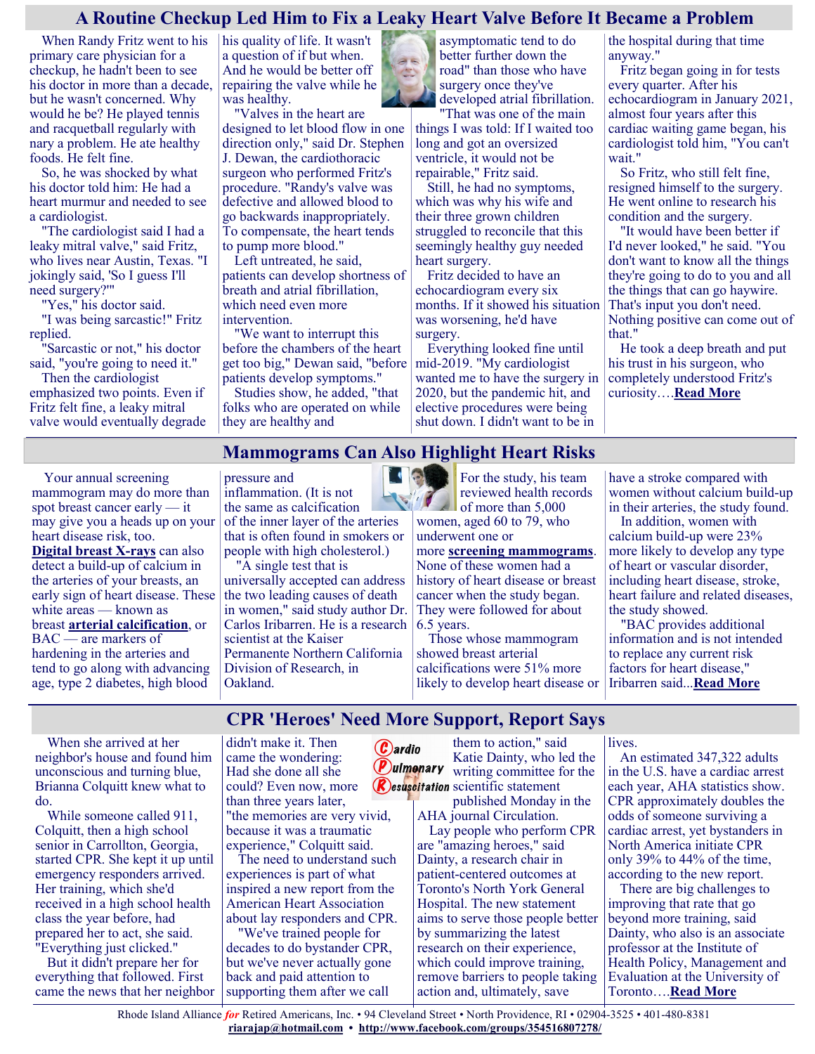## A Routine Checkup Led Him to Fix a Leaky Heart Valve Before It Became a Problem

When Randy Fritz went to his primary care physician for a checkup, he hadn't been to see his doctor in more than a decade, but he wasn't concerned. Why would he be? He played tennis and racquetball regularly with nary a problem. He ate healthy foods. He felt fine.

So, he was shocked by what his doctor told him: He had a heart murmur and needed to see a cardiologist.

"The cardiologist said I had a leaky mitral valve," said Fritz, who lives near Austin, Texas. "I jokingly said, 'So I guess I'll need surgery?'"

"Yes," his doctor said.

"I was being sarcastic!" Fritz replied.

"Sarcastic or not," his doctor said, "you're going to need it."

Then the cardiologist emphasized two points. Even if Fritz felt fine, a leaky mitral valve would eventually degrade his quality of life. It wasn't a question of if but when. And he would be better off repairing the valve while he was healthy.

"Valves in the heart are designed to let blood flow in one direction only," said Dr. Stephen J. Dewan, the cardiothoracic surgeon who performed Fritz's procedure. "Randy's valve was defective and allowed blood to go backwards inappropriately. To compensate, the heart tends to pump more blood."

Left untreated, he said, patients can develop shortness of breath and atrial fibrillation, which need even more intervention.

"We want to interrupt this before the chambers of the heart get too big," Dewan said, "before patients develop symptoms."

Studies show, he added, "that folks who are operated on while they are healthy and asymptomatic tend to do better further down the road" than those who have surgery once they've developed atrial fibrillation.

"That was one of the main things I was told: If I waited too long and got an oversized ventricle, it would not be repairable," Fritz said.

Still, he had no symptoms, which was why his wife and their three grown children struggled to reconcile that this seemingly healthy guy needed heart surgery.

Fritz decided to have an echocardiogram every six months. If it showed his situation was worsening, he'd have surgery.

Everything looked fine until mid-2019. "My cardiologist wanted me to have the surgery in 2020, but the pandemic hit, and elective procedures were being shut down. I didn't want to be in the hospital during that time anyway."

Fritz began going in for tests every quarter. After his echocardiogram in January 2021, almost four years after this cardiac waiting game began, his cardiologist told him, "You can't wait."

So Fritz, who still felt fine, resigned himself to the surgery. He went online to research his condition and the surgery.

"It would have been better if I'd never looked," he said. "You don't want to know all the things they're going to do to you and all the things that can go haywire. That's input you don't need. Nothing positive can come out of that."

He took a deep breath and put his trust in his surgeon, who completely understood Fritz's curiosity….**Read More**

## Mammograms Can Also Highlight Heart Risks

Your annual screening mammogram may do more than spot breast cancer early — it may give you a heads up on your heart disease risk, too. **Digital breast X-rays** can also detect a build-up of calcium in the arteries of your breasts, an early sign of heart disease. These white areas — known as breast **arterial calcification**, or BAC — are markers of hardening in the arteries and tend to go along with advancing age, type 2 diabetes, high blood pressure and inflammation. (It is not the same as calcification of the inner layer of the arteries that is often found in smokers or people with high cholesterol.)

"A single test that is universally accepted can address the two leading causes of death in women," said study author Dr. Carlos Iribarren. He is a research scientist at the Kaiser Permanente Northern California Division of Research, in Oakland.

For the study, his team reviewed health records of more than 5,000 women, aged 60 to 79, who underwent one or more **screening mammograms**. None of these women had a history of heart disease or breast cancer when the study began. They were followed for about 6.5 years.

Those whose mammogram showed breast arterial calcifications were 51% more likely to develop heart disease or have a stroke compared with women without calcium build-up in their arteries, the study found.

In addition, women with calcium build-up were 23% more likely to develop any type of heart or vascular disorder, including heart disease, stroke, heart failure and related diseases, the study showed.

"BAC provides additional information and is not intended to replace any current risk factors for heart disease," Iribarren said...**Read More**

## CPR 'Heroes' Need More Support, Report Says

When she arrived at her neighbor's house and found him unconscious and turning blue, Brianna Colquitt knew what to do.

While someone called 911, Colquitt, then a high school senior in Carrollton, Georgia, started CPR. She kept it up until emergency responders arrived. Her training, which she'd received in a high school health class the year before, had prepared her to act, she said. "Everything just clicked."

But it didn't prepare her for everything that followed. First came the news that her neighbor didn't make it. Then came the wondering: Had she done all she could? Even now, more than three years later, "the memories are very vivid, because it was a traumatic experience," Colquitt said.

The need to understand such experiences is part of what inspired a new report from the American Heart Association about lay responders and CPR.

"We've trained people for decades to do bystander CPR, but we've never actually gone back and paid attention to supporting them after we call them to action," said Katie Dainty, who led the writing committee for the scientific statement published Monday in the AHA journal Circulation.

Lay people who perform CPR are "amazing heroes," said Dainty, a research chair in patient-centered outcomes at Toronto's North York General Hospital. The new statement aims to serve those people better by summarizing the latest research on their experience, which could improve training, remove barriers to people taking action and, ultimately, save lives.

An estimated 347,322 adults in the U.S. have a cardiac arrest each year, AHA statistics show. CPR approximately doubles the odds of someone surviving a cardiac arrest, yet bystanders in North America initiate CPR only 39% to 44% of the time, according to the new report.

There are big challenges to improving that rate that go beyond more training, said Dainty, who also is an associate professor at the Institute of Health Policy, Management and Evaluation at the University of Toronto….**Read More**

Rhode Island Alliance *for* Retired Americans, Inc. • 94 Cleveland Street • North Providence, RI • 02904-3525 • 401-480-8381
riarajap@hotmail.com • http://www.facebook.com/groups/354516807278/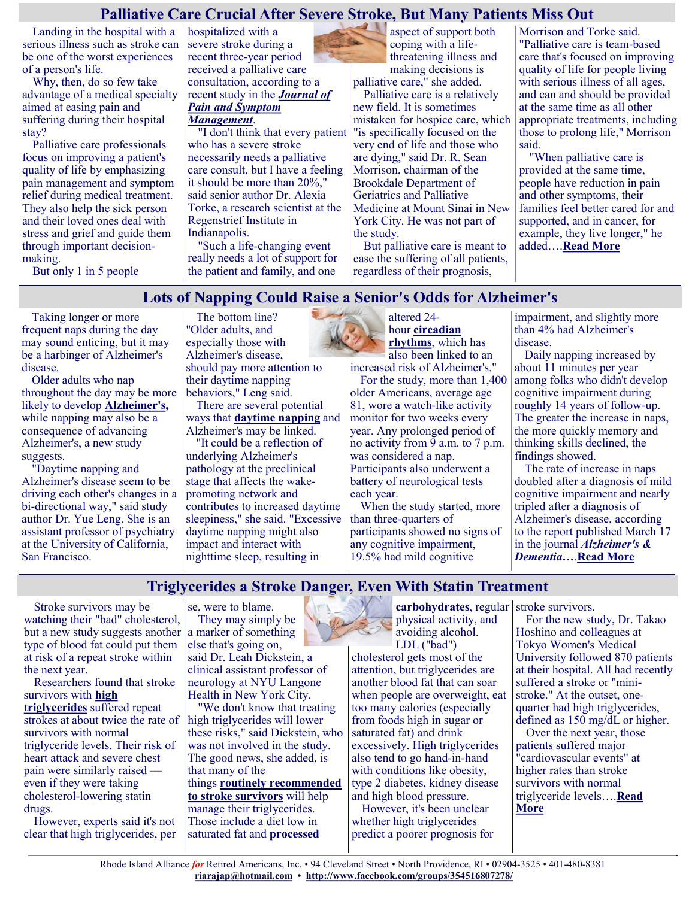## Palliative Care Crucial After Severe Stroke, But Many Patients Miss Out

Landing in the hospital with a serious illness such as stroke can be one of the worst experiences of a person's life.

Why, then, do so few take advantage of a medical specialty aimed at easing pain and suffering during their hospital stay?

Palliative care professionals focus on improving a patient's quality of life by emphasizing pain management and symptom relief during medical treatment. They also help the sick person and their loved ones deal with stress and grief and guide them through important decision-making.

But only 1 in 5 people hospitalized with a severe stroke during a recent three-year period received a palliative care consultation, according to a recent study in the ***Journal of Pain and Symptom Management***.

"I don't think that every patient who has a severe stroke necessarily needs a palliative care consult, but I have a feeling it should be more than 20%," said senior author Dr. Alexia Torke, a research scientist at the Regenstrief Institute in Indianapolis.

"Such a life-changing event really needs a lot of support for the patient and family, and one aspect of support both coping with a life-threatening illness and making decisions is palliative care," she added.

Palliative care is a relatively new field. It is sometimes mistaken for hospice care, which "is specifically focused on the very end of life and those who are dying," said Dr. R. Sean Morrison, chairman of the Brookdale Department of Geriatrics and Palliative Medicine at Mount Sinai in New York City. He was not part of the study.

But palliative care is meant to ease the suffering of all patients, regardless of their prognosis, Morrison and Torke said.

"Palliative care is team-based care that's focused on improving quality of life for people living with serious illness of all ages, and can and should be provided at the same time as all other appropriate treatments, including those to prolong life," Morrison said.

"When palliative care is provided at the same time, people have reduction in pain and other symptoms, their families feel better cared for and supported, and in cancer, for example, they live longer," he added….**Read More**

## Lots of Napping Could Raise a Senior's Odds for Alzheimer's

Taking longer or more frequent naps during the day may sound enticing, but it may be a harbinger of Alzheimer's disease.

Older adults who nap throughout the day may be more likely to develop **Alzheimer's,** while napping may also be a consequence of advancing Alzheimer's, a new study suggests.

"Daytime napping and Alzheimer's disease seem to be driving each other's changes in a bi-directional way," said study author Dr. Yue Leng. She is an assistant professor of psychiatry at the University of California, San Francisco.

The bottom line? "Older adults, and especially those with Alzheimer's disease, should pay more attention to their daytime napping behaviors," Leng said.

There are several potential ways that **daytime napping** and Alzheimer's may be linked.

"It could be a reflection of underlying Alzheimer's pathology at the preclinical stage that affects the wake-promoting network and contributes to increased daytime sleepiness," she said. "Excessive daytime napping might also impact and interact with nighttime sleep, resulting in altered 24-hour **circadian rhythms**, which has also been linked to an increased risk of Alzheimer's."

For the study, more than 1,400 older Americans, average age 81, wore a watch-like activity monitor for two weeks every year. Any prolonged period of no activity from 9 a.m. to 7 p.m. was considered a nap. Participants also underwent a battery of neurological tests each year.

When the study started, more than three-quarters of participants showed no signs of any cognitive impairment, 19.5% had mild cognitive impairment, and slightly more than 4% had Alzheimer's disease.

Daily napping increased by about 11 minutes per year among folks who didn't develop cognitive impairment during roughly 14 years of follow-up. The greater the increase in naps, the more quickly memory and thinking skills declined, the findings showed.

The rate of increase in naps doubled after a diagnosis of mild cognitive impairment and nearly tripled after a diagnosis of Alzheimer's disease, according to the report published March 17 in the journal ***Alzheimer's & Dementia***….**Read More**

## Triglycerides a Stroke Danger, Even With Statin Treatment

Stroke survivors may be watching their "bad" cholesterol, but a new study suggests another type of blood fat could put them at risk of a repeat stroke within the next year.

Researchers found that stroke survivors with **high triglycerides** suffered repeat strokes at about twice the rate of survivors with normal triglyceride levels. Their risk of heart attack and severe chest pain were similarly raised — even if they were taking cholesterol-lowering statin drugs.

However, experts said it's not clear that high triglycerides, per se, were to blame.

They may simply be a marker of something else that's going on, said Dr. Leah Dickstein, a clinical assistant professor of neurology at NYU Langone Health in New York City.

"We don't know that treating high triglycerides will lower these risks," said Dickstein, who was not involved in the study. The good news, she added, is that many of the things **routinely recommended to stroke survivors** will help manage their triglycerides. Those include a diet low in saturated fat and **processed carbohydrates**, regular physical activity, and avoiding alcohol.

LDL ("bad") cholesterol gets most of the attention, but triglycerides are another blood fat that can soar when people are overweight, eat too many calories (especially from foods high in sugar or saturated fat) and drink excessively. High triglycerides also tend to go hand-in-hand with conditions like obesity, type 2 diabetes, kidney disease and high blood pressure.

However, it's been unclear whether high triglycerides predict a poorer prognosis for stroke survivors.

For the new study, Dr. Takao Hoshino and colleagues at Tokyo Women's Medical University followed 870 patients at their hospital. All had recently suffered a stroke or "mini-stroke." At the outset, one-quarter had high triglycerides, defined as 150 mg/dL or higher.

Over the next year, those patients suffered major "cardiovascular events" at higher rates than stroke survivors with normal triglyceride levels….**Read More**

Rhode Island Alliance *for* Retired Americans, Inc. • 94 Cleveland Street • North Providence, RI • 02904-3525 • 401-480-8381
**riarajap@hotmail.com** • **http://www.facebook.com/groups/354516807278/**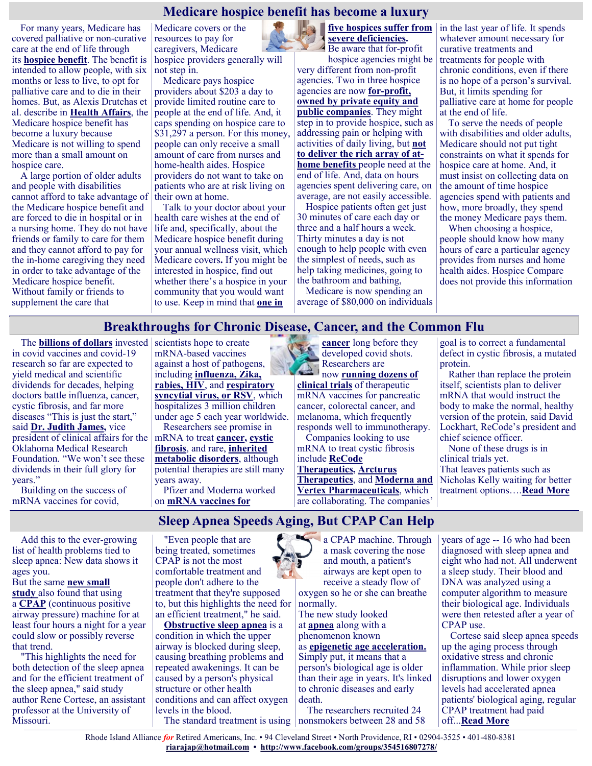## Medicare hospice benefit has become a luxury

For many years, Medicare has covered palliative or non-curative care at the end of life through its **hospice benefit**. The benefit is intended to allow people, with six months or less to live, to opt for palliative care and to die in their homes. But, as Alexis Drutchas et al. describe in **Health Affairs**, the Medicare hospice benefit has become a luxury because Medicare is not willing to spend more than a small amount on hospice care.

A large portion of older adults and people with disabilities cannot afford to take advantage of the Medicare hospice benefit and are forced to die in hospital or in a nursing home. They do not have friends or family to care for them and they cannot afford to pay for the in-home caregiving they need in order to take advantage of the Medicare hospice benefit. Without family or friends to supplement the care that Medicare covers or the resources to pay for caregivers, Medicare hospice providers generally will not step in.

Medicare pays hospice providers about $203 a day to provide limited routine care to people at the end of life. And, it caps spending on hospice care to $31,297 a person. For this money, people can only receive a small amount of care from nurses and home-health aides. Hospice providers do not want to take on patients who are at risk living on their own at home.

Talk to your doctor about your health care wishes at the end of life and, specifically, about the Medicare hospice benefit during your annual wellness visit, which Medicare covers. If you might be interested in hospice, find out whether there's a hospice in your community that you would want to use. Keep in mind that **one in five hospices suffer from severe deficiencies.** Be aware that for-profit hospice agencies might be very different from non-profit agencies. Two in three hospice agencies are now **for-profit, owned by private equity and public companies**. They might step in to provide hospice, such as addressing pain or helping with activities of daily living, but **not to deliver the rich array of at-home benefits** people need at the end of life. And, data on hours agencies spent delivering care, on average, are not easily accessible.

Hospice patients often get just 30 minutes of care each day or three and a half hours a week. Thirty minutes a day is not enough to help people with even the simplest of needs, such as help taking medicines, going to the bathroom and bathing,

Medicare is now spending an average of $80,000 on individuals in the last year of life. It spends whatever amount necessary for curative treatments and treatments for people with chronic conditions, even if there is no hope of a person's survival. But, it limits spending for palliative care at home for people at the end of life.

To serve the needs of people with disabilities and older adults, Medicare should not put tight constraints on what it spends for hospice care at home. And, it must insist on collecting data on the amount of time hospice agencies spend with patients and how, more broadly, they spend the money Medicare pays them.

When choosing a hospice, people should know how many hours of care a particular agency provides from nurses and home health aides. Hospice Compare does not provide this information

## Breakthroughs for Chronic Disease, Cancer, and the Common Flu

The **billions of dollars** invested in covid vaccines and covid-19 research so far are expected to yield medical and scientific dividends for decades, helping doctors battle influenza, cancer, cystic fibrosis, and far more diseases "This is just the start," said **Dr. Judith James,** vice president of clinical affairs for the Oklahoma Medical Research Foundation. "We won't see these dividends in their full glory for years."

Building on the success of mRNA vaccines for covid, scientists hope to create mRNA-based vaccines against a host of pathogens, including **influenza, Zika, rabies, HIV**, and **respiratory syncytial virus, or RSV**, which hospitalizes 3 million children under age 5 each year worldwide.

Researchers see promise in mRNA to treat **cancer, cystic fibrosis**, and rare, **inherited metabolic disorders**, although potential therapies are still many years away.

Pfizer and Moderna worked on **mRNA vaccines for cancer** long before they developed covid shots. Researchers are now **running dozens of clinical trials** of therapeutic mRNA vaccines for pancreatic cancer, colorectal cancer, and melanoma, which frequently responds well to immunotherapy.

Companies looking to use mRNA to treat cystic fibrosis include **ReCode Therapeutics, Arcturus Therapeutics**, and **Moderna and Vertex Pharmaceuticals**, which are collaborating. The companies' goal is to correct a fundamental defect in cystic fibrosis, a mutated protein.

Rather than replace the protein itself, scientists plan to deliver mRNA that would instruct the body to make the normal, healthy version of the protein, said David Lockhart, ReCode's president and chief science officer.

None of these drugs is in clinical trials yet.

That leaves patients such as Nicholas Kelly waiting for better treatment options….**Read More**

## Sleep Apnea Speeds Aging, But CPAP Can Help

Add this to the ever-growing list of health problems tied to sleep apnea: New data shows it ages you.

But the same **new small study** also found that using a **CPAP** (continuous positive airway pressure) machine for at least four hours a night for a year could slow or possibly reverse that trend.

"This highlights the need for both detection of the sleep apnea and for the efficient treatment of the sleep apnea," said study author Rene Cortese, an assistant professor at the University of Missouri.

"Even people that are being treated, sometimes CPAP is not the most comfortable treatment and people don't adhere to the treatment that they're supposed to, but this highlights the need for an efficient treatment," he said.

**Obstructive sleep apnea** is a condition in which the upper airway is blocked during sleep, causing breathing problems and repeated awakenings. It can be caused by a person's physical structure or other health conditions and can affect oxygen levels in the blood.

The standard treatment is using a CPAP machine. Through a mask covering the nose and mouth, a patient's airways are kept open to receive a steady flow of oxygen so he or she can breathe normally.

The new study looked at **apnea** along with a phenomenon known as **epigenetic age acceleration.** Simply put, it means that a person's biological age is older than their age in years. It's linked to chronic diseases and early death.

The researchers recruited 24 nonsmokers between 28 and 58 years of age -- 16 who had been diagnosed with sleep apnea and eight who had not. All underwent a sleep study. Their blood and DNA was analyzed using a computer algorithm to measure their biological age. Individuals were then retested after a year of CPAP use.

Cortese said sleep apnea speeds up the aging process through oxidative stress and chronic inflammation. While prior sleep disruptions and lower oxygen levels had accelerated apnea patients' biological aging, regular CPAP treatment had paid off...**Read More**

Rhode Island Alliance *for* Retired Americans, Inc. • 94 Cleveland Street • North Providence, RI • 02904-3525 • 401-480-8381
**riarajap@hotmail.com** • **http://www.facebook.com/groups/354516807278/**